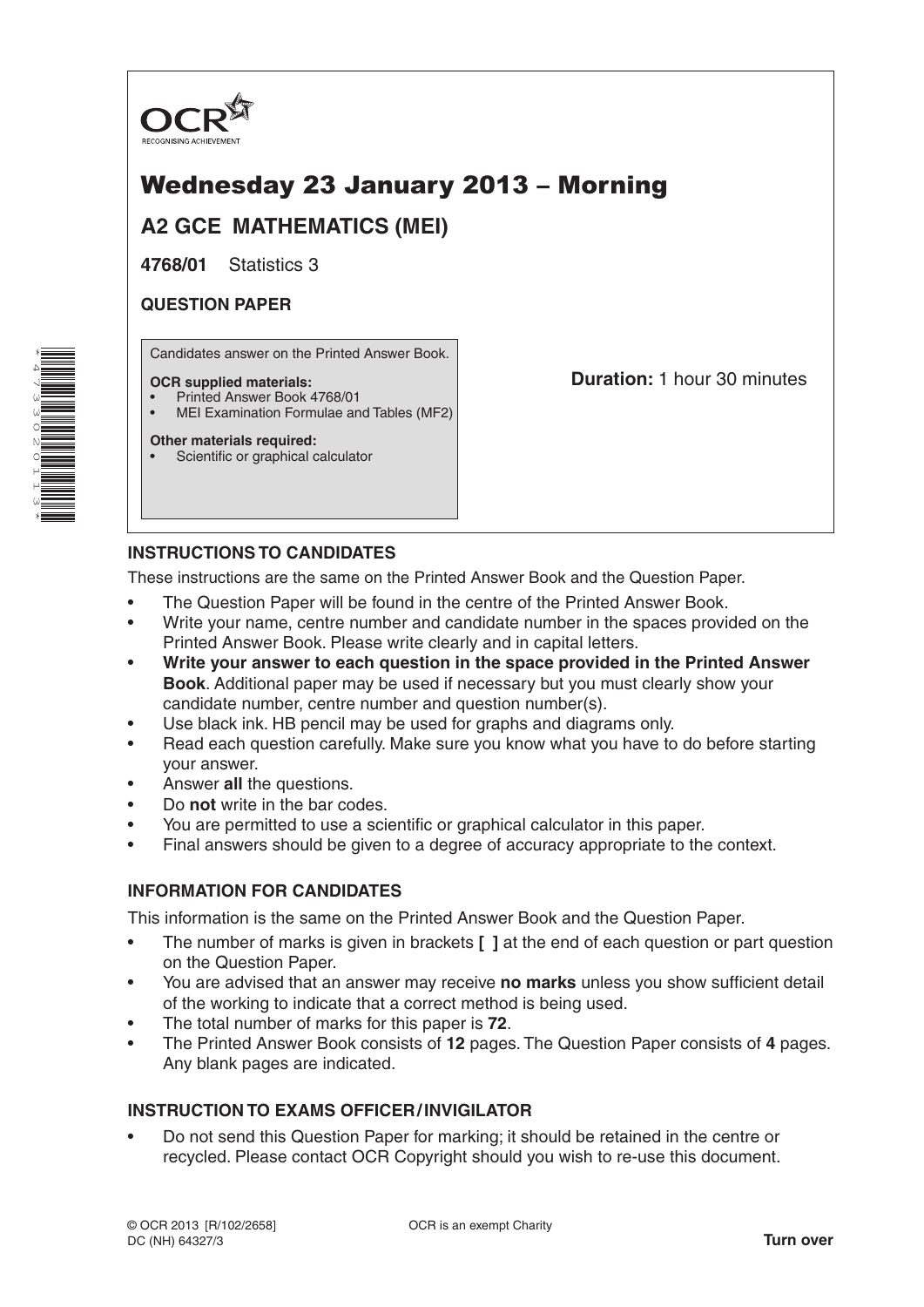OCR

RECOGNISING ACHIEVEMENT

# Wednesday 23 January 2013 – Morning

## A2 GCE MATHEMATICS (MEI)

**4768/01** Statistics 3

**QUESTION PAPER**

Candidates answer on the Printed Answer Book.

**OCR supplied materials:**
- Printed Answer Book 4768/01
- MEI Examination Formulae and Tables (MF2)

**Other materials required:**
- Scientific or graphical calculator

**Duration:** 1 hour 30 minutes

### INSTRUCTIONS TO CANDIDATES

These instructions are the same on the Printed Answer Book and the Question Paper.

- The Question Paper will be found in the centre of the Printed Answer Book.
- Write your name, centre number and candidate number in the spaces provided on the Printed Answer Book. Please write clearly and in capital letters.
- **Write your answer to each question in the space provided in the Printed Answer Book**. Additional paper may be used if necessary but you must clearly show your candidate number, centre number and question number(s).
- Use black ink. HB pencil may be used for graphs and diagrams only.
- Read each question carefully. Make sure you know what you have to do before starting your answer.
- Answer **all** the questions.
- Do **not** write in the bar codes.
- You are permitted to use a scientific or graphical calculator in this paper.
- Final answers should be given to a degree of accuracy appropriate to the context.

### INFORMATION FOR CANDIDATES

This information is the same on the Printed Answer Book and the Question Paper.

- The number of marks is given in brackets **[ ]** at the end of each question or part question on the Question Paper.
- You are advised that an answer may receive **no marks** unless you show sufficient detail of the working to indicate that a correct method is being used.
- The total number of marks for this paper is **72**.
- The Printed Answer Book consists of **12** pages. The Question Paper consists of **4** pages. Any blank pages are indicated.

### INSTRUCTION TO EXAMS OFFICER / INVIGILATOR

- Do not send this Question Paper for marking; it should be retained in the centre or recycled. Please contact OCR Copyright should you wish to re-use this document.

© OCR 2013 [R/102/2658]
DC (NH) 64327/3

OCR is an exempt Charity

**Turn over**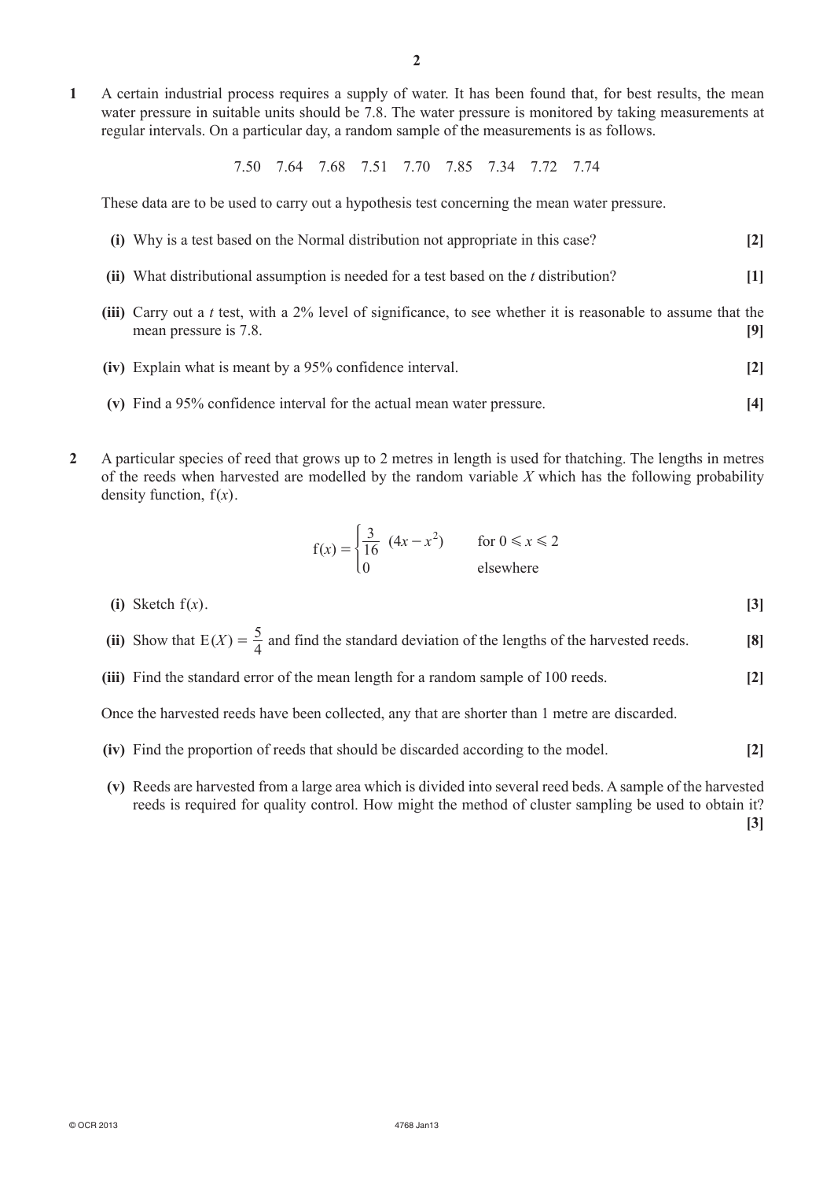**1** A certain industrial process requires a supply of water. It has been found that, for best results, the mean water pressure in suitable units should be 7.8. The water pressure is monitored by taking measurements at regular intervals. On a particular day, a random sample of the measurements is as follows.

7.50 7.64 7.68 7.51 7.70 7.85 7.34 7.72 7.74

These data are to be used to carry out a hypothesis test concerning the mean water pressure.

**(i)** Why is a test based on the Normal distribution not appropriate in this case? **[2]**

**(ii)** What distributional assumption is needed for a test based on the *t* distribution? **[1]**

**(iii)** Carry out a *t* test, with a 2% level of significance, to see whether it is reasonable to assume that the mean pressure is 7.8. **[9]**

**(iv)** Explain what is meant by a 95% confidence interval. **[2]**

**(v)** Find a 95% confidence interval for the actual mean water pressure. **[4]**

**2** A particular species of reed that grows up to 2 metres in length is used for thatching. The lengths in metres of the reeds when harvested are modelled by the random variable $X$ which has the following probability density function, $f(x)$.

$$f(x) = \begin{cases} \frac{3}{16}(4x - x^2) & \text{for } 0 \leqslant x \leqslant 2 \\ 0 & \text{elsewhere} \end{cases}$$

**(i)** Sketch $f(x)$. **[3]**

**(ii)** Show that $E(X) = \frac{5}{4}$ and find the standard deviation of the lengths of the harvested reeds. **[8]**

**(iii)** Find the standard error of the mean length for a random sample of 100 reeds. **[2]**

Once the harvested reeds have been collected, any that are shorter than 1 metre are discarded.

**(iv)** Find the proportion of reeds that should be discarded according to the model. **[2]**

**(v)** Reeds are harvested from a large area which is divided into several reed beds. A sample of the harvested reeds is required for quality control. How might the method of cluster sampling be used to obtain it? **[3]**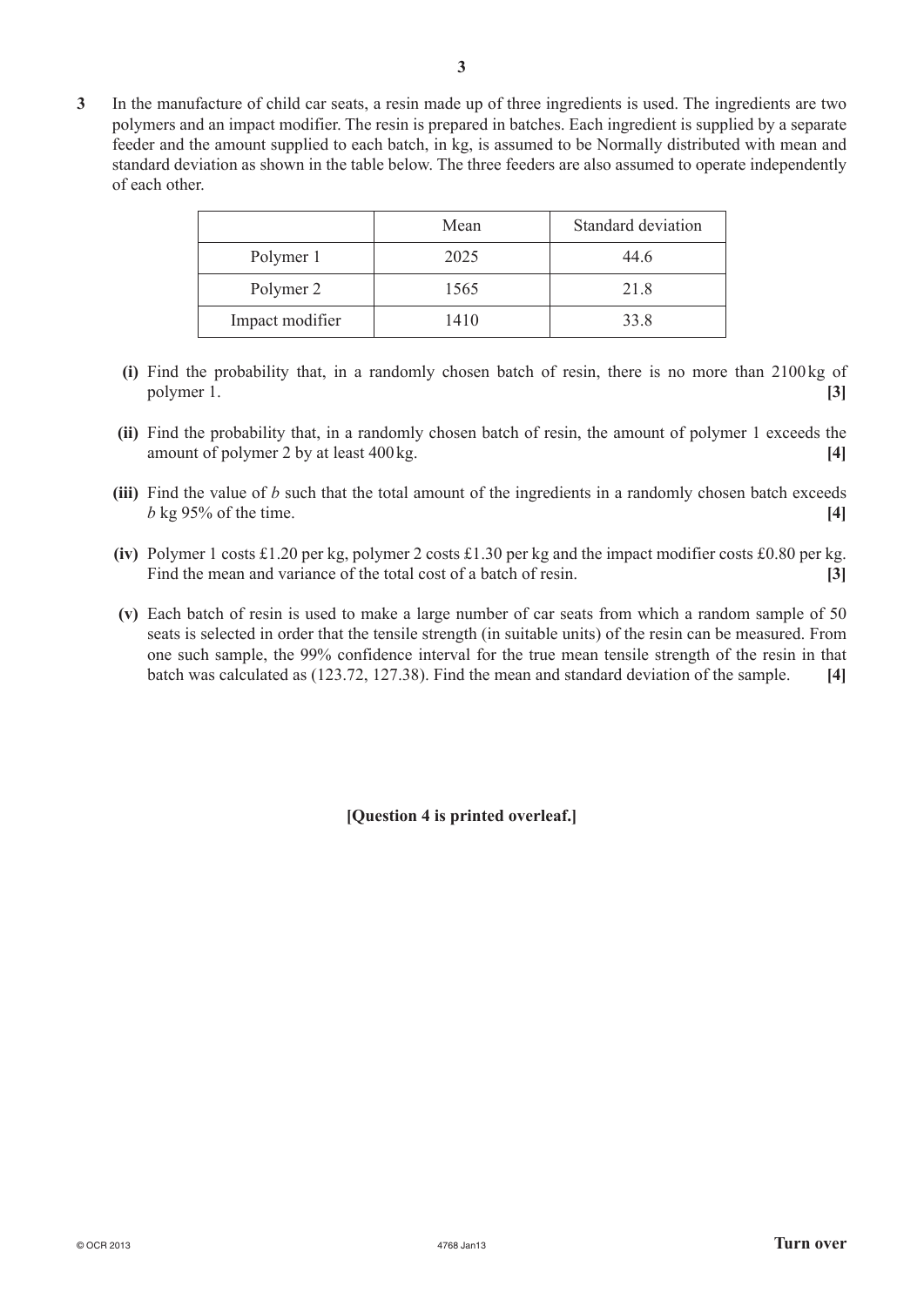**3** In the manufacture of child car seats, a resin made up of three ingredients is used. The ingredients are two polymers and an impact modifier. The resin is prepared in batches. Each ingredient is supplied by a separate feeder and the amount supplied to each batch, in kg, is assumed to be Normally distributed with mean and standard deviation as shown in the table below. The three feeders are also assumed to operate independently of each other.

| | Mean | Standard deviation |
|---|---|---|
| Polymer 1 | 2025 | 44.6 |
| Polymer 2 | 1565 | 21.8 |
| Impact modifier | 1410 | 33.8 |

**(i)** Find the probability that, in a randomly chosen batch of resin, there is no more than 2100 kg of polymer 1. **[3]**

**(ii)** Find the probability that, in a randomly chosen batch of resin, the amount of polymer 1 exceeds the amount of polymer 2 by at least 400 kg. **[4]**

**(iii)** Find the value of $b$ such that the total amount of the ingredients in a randomly chosen batch exceeds $b$ kg 95% of the time. **[4]**

**(iv)** Polymer 1 costs £1.20 per kg, polymer 2 costs £1.30 per kg and the impact modifier costs £0.80 per kg. Find the mean and variance of the total cost of a batch of resin. **[3]**

**(v)** Each batch of resin is used to make a large number of car seats from which a random sample of 50 seats is selected in order that the tensile strength (in suitable units) of the resin can be measured. From one such sample, the 99% confidence interval for the true mean tensile strength of the resin in that batch was calculated as (123.72, 127.38). Find the mean and standard deviation of the sample. **[4]**

**[Question 4 is printed overleaf.]**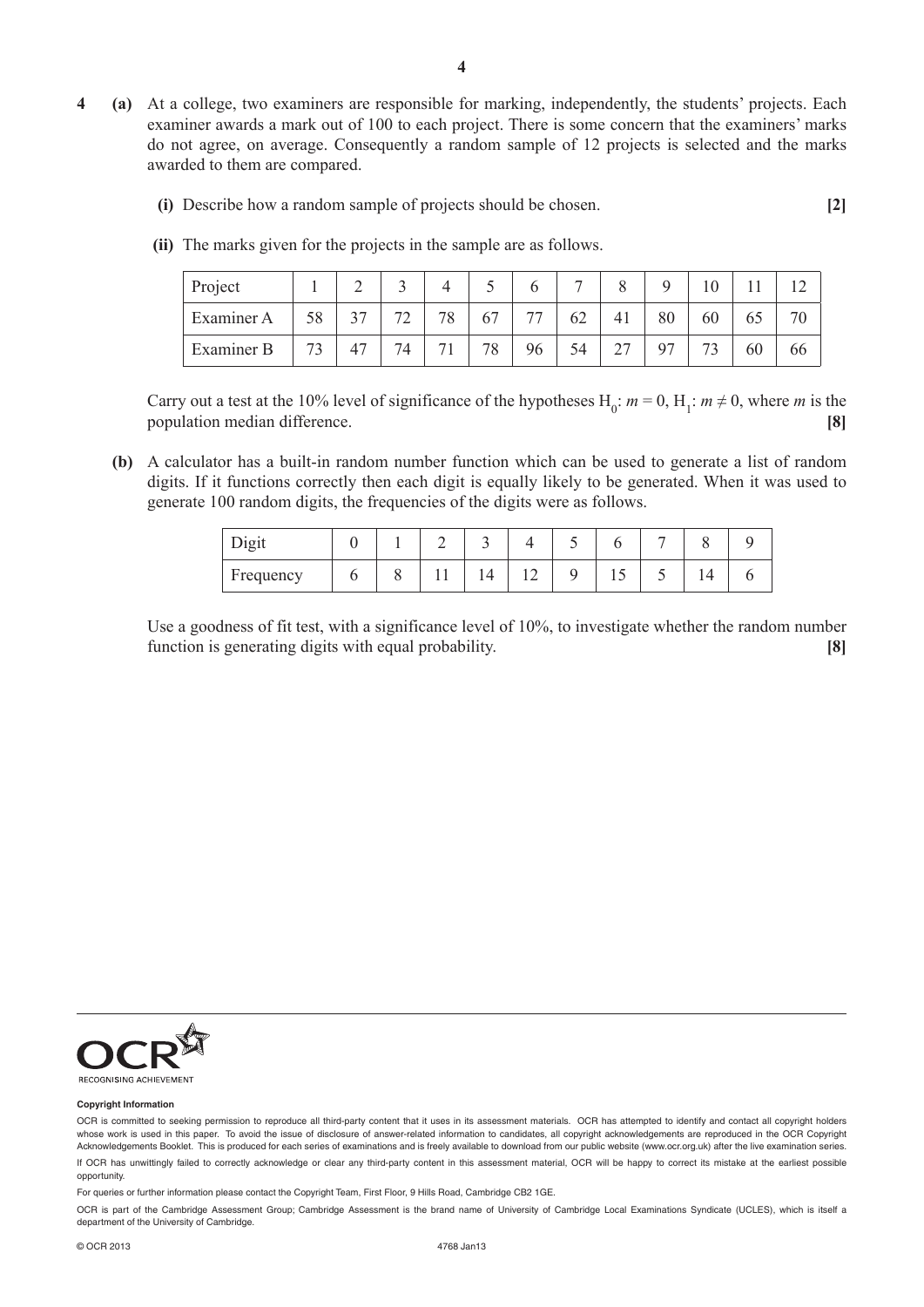**4 (a)** At a college, two examiners are responsible for marking, independently, the students' projects. Each examiner awards a mark out of 100 to each project. There is some concern that the examiners' marks do not agree, on average. Consequently a random sample of 12 projects is selected and the marks awarded to them are compared.

**(i)** Describe how a random sample of projects should be chosen. **[2]**

**(ii)** The marks given for the projects in the sample are as follows.

| Project | 1 | 2 | 3 | 4 | 5 | 6 | 7 | 8 | 9 | 10 | 11 | 12 |
|---|---|---|---|---|---|---|---|---|---|---|---|---|
| Examiner A | 58 | 37 | 72 | 78 | 67 | 77 | 62 | 41 | 80 | 60 | 65 | 70 |
| Examiner B | 73 | 47 | 74 | 71 | 78 | 96 | 54 | 27 | 97 | 73 | 60 | 66 |

Carry out a test at the 10% level of significance of the hypotheses $H_0$: $m = 0$, $H_1$: $m \neq 0$, where $m$ is the population median difference. **[8]**

**(b)** A calculator has a built-in random number function which can be used to generate a list of random digits. If it functions correctly then each digit is equally likely to be generated. When it was used to generate 100 random digits, the frequencies of the digits were as follows.

| Digit | 0 | 1 | 2 | 3 | 4 | 5 | 6 | 7 | 8 | 9 |
|---|---|---|---|---|---|---|---|---|---|---|
| Frequency | 6 | 8 | 11 | 14 | 12 | 9 | 15 | 5 | 14 | 6 |

Use a goodness of fit test, with a significance level of 10%, to investigate whether the random number function is generating digits with equal probability. **[8]**

**Copyright Information**

OCR is committed to seeking permission to reproduce all third-party content that it uses in its assessment materials. OCR has attempted to identify and contact all copyright holders whose work is used in this paper. To avoid the issue of disclosure of answer-related information to candidates, all copyright acknowledgements are reproduced in the OCR Copyright Acknowledgements Booklet. This is produced for each series of examinations and is freely available to download from our public website (www.ocr.org.uk) after the live examination series.

If OCR has unwittingly failed to correctly acknowledge or clear any third-party content in this assessment material, OCR will be happy to correct its mistake at the earliest possible opportunity.

For queries or further information please contact the Copyright Team, First Floor, 9 Hills Road, Cambridge CB2 1GE.

OCR is part of the Cambridge Assessment Group; Cambridge Assessment is the brand name of University of Cambridge Local Examinations Syndicate (UCLES), which is itself a department of the University of Cambridge.

© OCR 2013 4768 Jan13